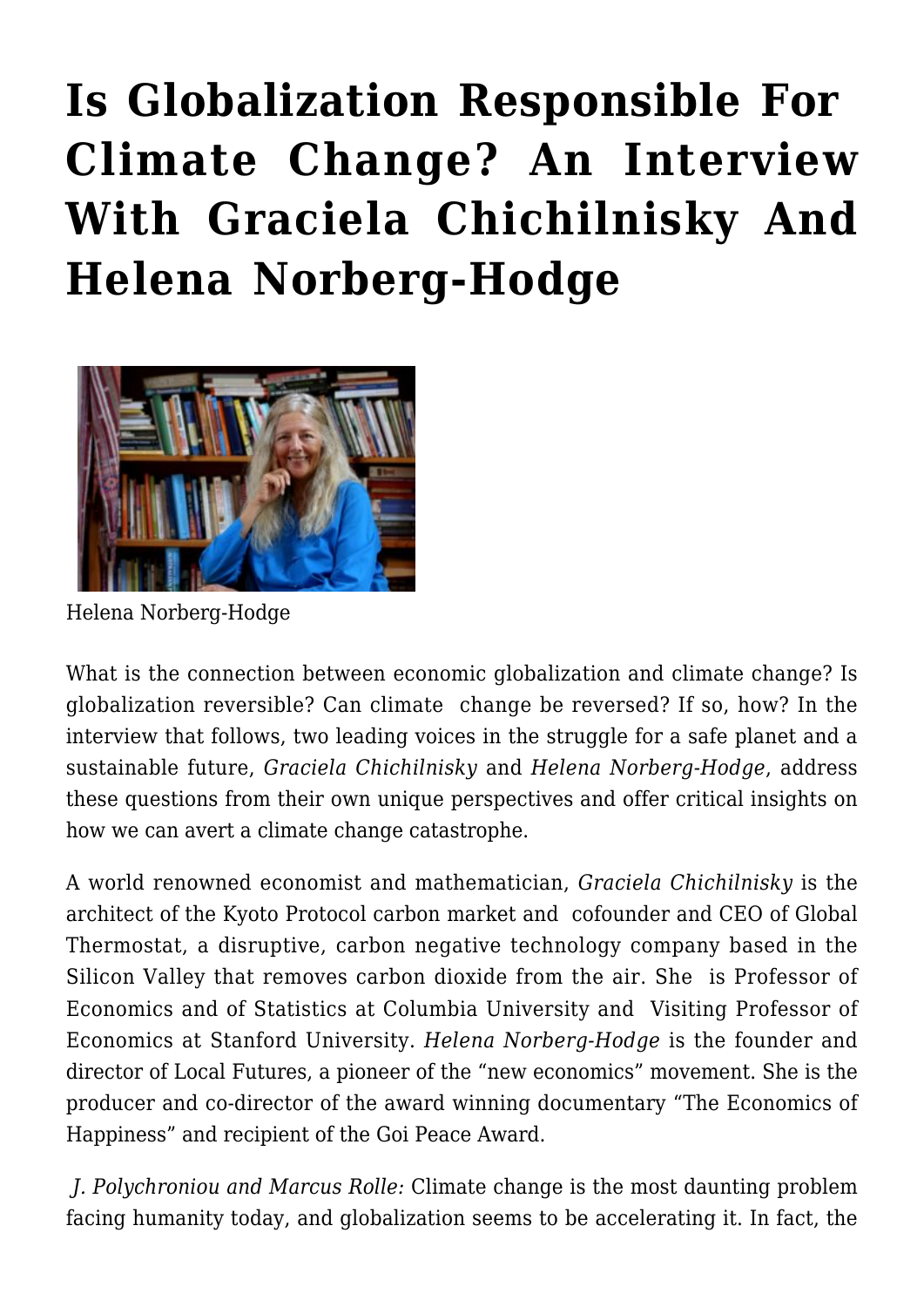# Is Globalization Responsible For Climate Change? An Interview With Graciela Chichilnisky And Helena Norberg-Hodge

Helena Norberg-Hodge

What is the connection between economic globalization and climate change? Is globalization reversible? Can climate change be reversed? If so, how? In the interview that follows, two leading voices in the struggle for a safe planet and a sustainable future, *Graciela Chichilnisky* and *Helena Norberg-Hodge*, address these questions from their own unique perspectives and offer critical insights on how we can avert a climate change catastrophe.

A world renowned economist and mathematician, *Graciela Chichilnisky* is the architect of the Kyoto Protocol carbon market and cofounder and CEO of Global Thermostat, a disruptive, carbon negative technology company based in the Silicon Valley that removes carbon dioxide from the air. She is Professor of Economics and of Statistics at Columbia University and Visiting Professor of Economics at Stanford University. *Helena Norberg-Hodge* is the founder and director of Local Futures, a pioneer of the "new economics" movement. She is the producer and co-director of the award winning documentary "The Economics of Happiness" and recipient of the Goi Peace Award.

*J. Polychroniou and Marcus Rolle:* Climate change is the most daunting problem facing humanity today, and globalization seems to be accelerating it. In fact, the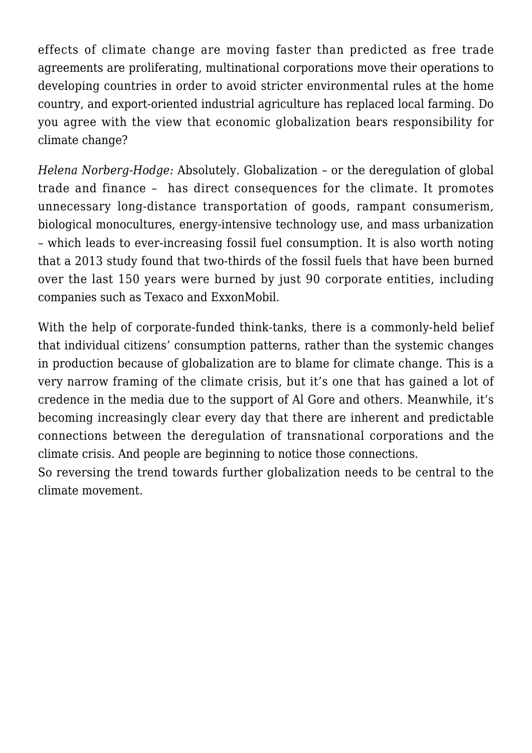effects of climate change are moving faster than predicted as free trade agreements are proliferating, multinational corporations move their operations to developing countries in order to avoid stricter environmental rules at the home country, and export-oriented industrial agriculture has replaced local farming. Do you agree with the view that economic globalization bears responsibility for climate change?

*Helena Norberg-Hodge:* Absolutely. Globalization – or the deregulation of global trade and finance – has direct consequences for the climate. It promotes unnecessary long-distance transportation of goods, rampant consumerism, biological monocultures, energy-intensive technology use, and mass urbanization – which leads to ever-increasing fossil fuel consumption. It is also worth noting that a 2013 study found that two-thirds of the fossil fuels that have been burned over the last 150 years were burned by just 90 corporate entities, including companies such as Texaco and ExxonMobil.

With the help of corporate-funded think-tanks, there is a commonly-held belief that individual citizens' consumption patterns, rather than the systemic changes in production because of globalization are to blame for climate change. This is a very narrow framing of the climate crisis, but it's one that has gained a lot of credence in the media due to the support of Al Gore and others. Meanwhile, it's becoming increasingly clear every day that there are inherent and predictable connections between the deregulation of transnational corporations and the climate crisis. And people are beginning to notice those connections.
So reversing the trend towards further globalization needs to be central to the climate movement.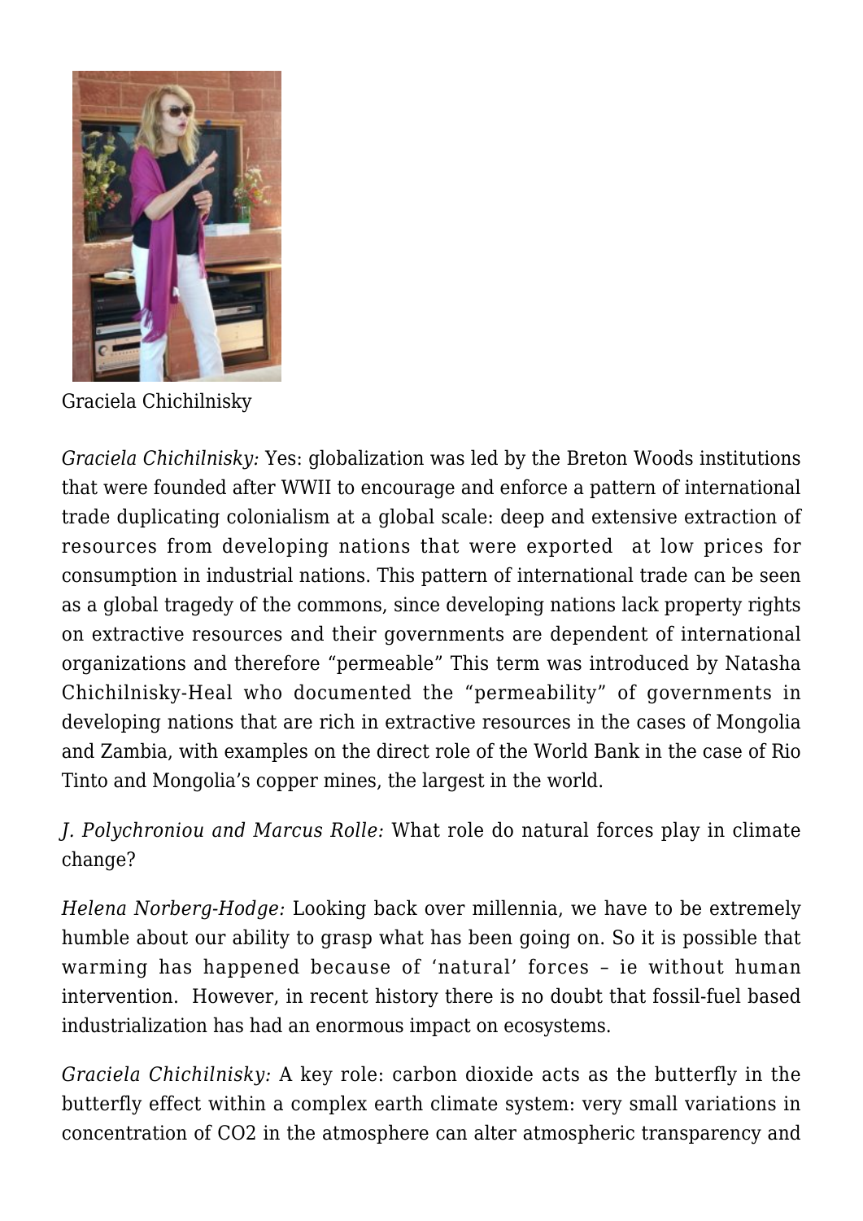Graciela Chichilnisky

*Graciela Chichilnisky:* Yes: globalization was led by the Breton Woods institutions that were founded after WWII to encourage and enforce a pattern of international trade duplicating colonialism at a global scale: deep and extensive extraction of resources from developing nations that were exported at low prices for consumption in industrial nations. This pattern of international trade can be seen as a global tragedy of the commons, since developing nations lack property rights on extractive resources and their governments are dependent of international organizations and therefore "permeable" This term was introduced by Natasha Chichilnisky-Heal who documented the "permeability" of governments in developing nations that are rich in extractive resources in the cases of Mongolia and Zambia, with examples on the direct role of the World Bank in the case of Rio Tinto and Mongolia's copper mines, the largest in the world.

*J. Polychroniou and Marcus Rolle:* What role do natural forces play in climate change?

*Helena Norberg-Hodge:* Looking back over millennia, we have to be extremely humble about our ability to grasp what has been going on. So it is possible that warming has happened because of 'natural' forces – ie without human intervention. However, in recent history there is no doubt that fossil-fuel based industrialization has had an enormous impact on ecosystems.

*Graciela Chichilnisky:* A key role: carbon dioxide acts as the butterfly in the butterfly effect within a complex earth climate system: very small variations in concentration of $CO_2$ in the atmosphere can alter atmospheric transparency and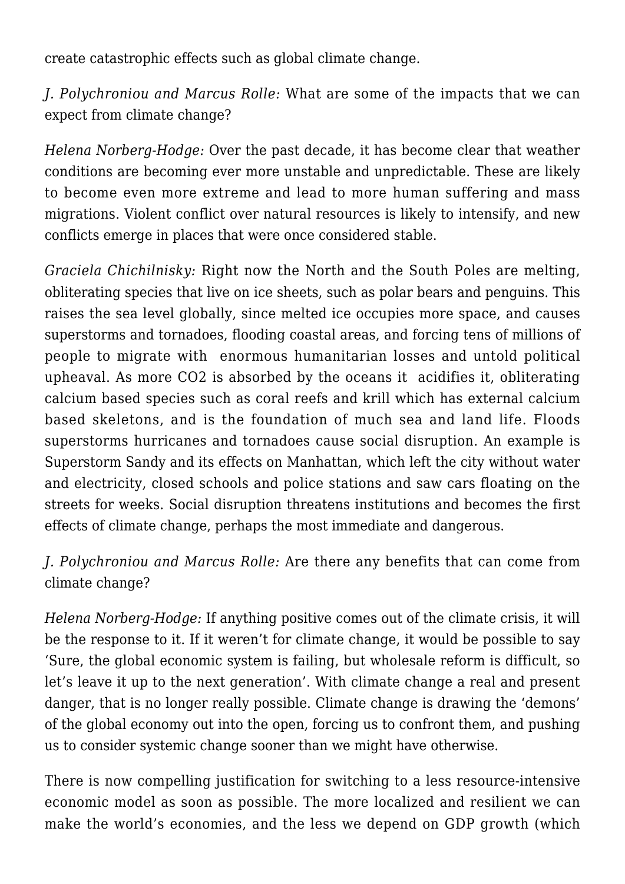create catastrophic effects such as global climate change.

*J. Polychroniou and Marcus Rolle:* What are some of the impacts that we can expect from climate change?

*Helena Norberg-Hodge:* Over the past decade, it has become clear that weather conditions are becoming ever more unstable and unpredictable. These are likely to become even more extreme and lead to more human suffering and mass migrations. Violent conflict over natural resources is likely to intensify, and new conflicts emerge in places that were once considered stable.

*Graciela Chichilnisky:* Right now the North and the South Poles are melting, obliterating species that live on ice sheets, such as polar bears and penguins. This raises the sea level globally, since melted ice occupies more space, and causes superstorms and tornadoes, flooding coastal areas, and forcing tens of millions of people to migrate with enormous humanitarian losses and untold political upheaval. As more $CO_2$ is absorbed by the oceans it acidifies it, obliterating calcium based species such as coral reefs and krill which has external calcium based skeletons, and is the foundation of much sea and land life. Floods superstorms hurricanes and tornadoes cause social disruption. An example is Superstorm Sandy and its effects on Manhattan, which left the city without water and electricity, closed schools and police stations and saw cars floating on the streets for weeks. Social disruption threatens institutions and becomes the first effects of climate change, perhaps the most immediate and dangerous.

*J. Polychroniou and Marcus Rolle:* Are there any benefits that can come from climate change?

*Helena Norberg-Hodge:* If anything positive comes out of the climate crisis, it will be the response to it. If it weren't for climate change, it would be possible to say 'Sure, the global economic system is failing, but wholesale reform is difficult, so let's leave it up to the next generation'. With climate change a real and present danger, that is no longer really possible. Climate change is drawing the 'demons' of the global economy out into the open, forcing us to confront them, and pushing us to consider systemic change sooner than we might have otherwise.

There is now compelling justification for switching to a less resource-intensive economic model as soon as possible. The more localized and resilient we can make the world's economies, and the less we depend on GDP growth (which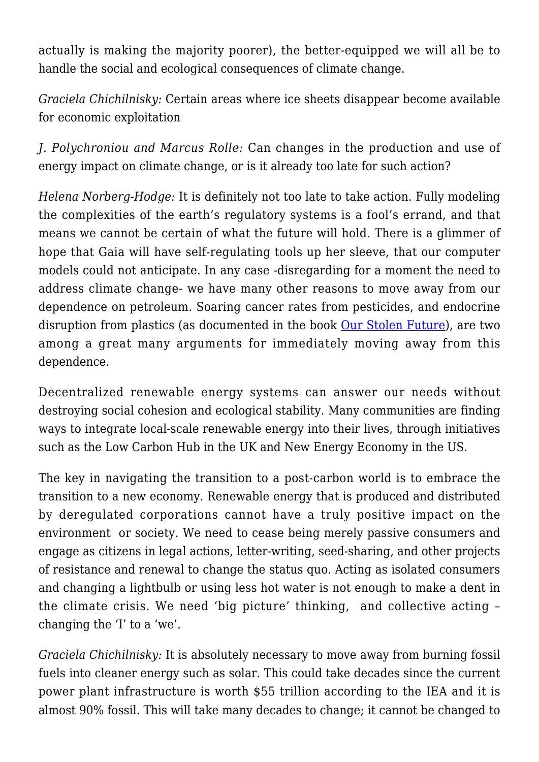actually is making the majority poorer), the better-equipped we will all be to handle the social and ecological consequences of climate change.

*Graciela Chichilnisky:* Certain areas where ice sheets disappear become available for economic exploitation

*J. Polychroniou and Marcus Rolle:* Can changes in the production and use of energy impact on climate change, or is it already too late for such action?

*Helena Norberg-Hodge:* It is definitely not too late to take action. Fully modeling the complexities of the earth's regulatory systems is a fool's errand, and that means we cannot be certain of what the future will hold. There is a glimmer of hope that Gaia will have self-regulating tools up her sleeve, that our computer models could not anticipate. In any case -disregarding for a moment the need to address climate change- we have many other reasons to move away from our dependence on petroleum. Soaring cancer rates from pesticides, and endocrine disruption from plastics (as documented in the book [Our Stolen Future]), are two among a great many arguments for immediately moving away from this dependence.

Decentralized renewable energy systems can answer our needs without destroying social cohesion and ecological stability. Many communities are finding ways to integrate local-scale renewable energy into their lives, through initiatives such as the Low Carbon Hub in the UK and New Energy Economy in the US.

The key in navigating the transition to a post-carbon world is to embrace the transition to a new economy. Renewable energy that is produced and distributed by deregulated corporations cannot have a truly positive impact on the environment or society. We need to cease being merely passive consumers and engage as citizens in legal actions, letter-writing, seed-sharing, and other projects of resistance and renewal to change the status quo. Acting as isolated consumers and changing a lightbulb or using less hot water is not enough to make a dent in the climate crisis. We need 'big picture' thinking, and collective acting – changing the 'I' to a 'we'.

*Graciela Chichilnisky:* It is absolutely necessary to move away from burning fossil fuels into cleaner energy such as solar. This could take decades since the current power plant infrastructure is worth $55 trillion according to the IEA and it is almost 90% fossil. This will take many decades to change; it cannot be changed to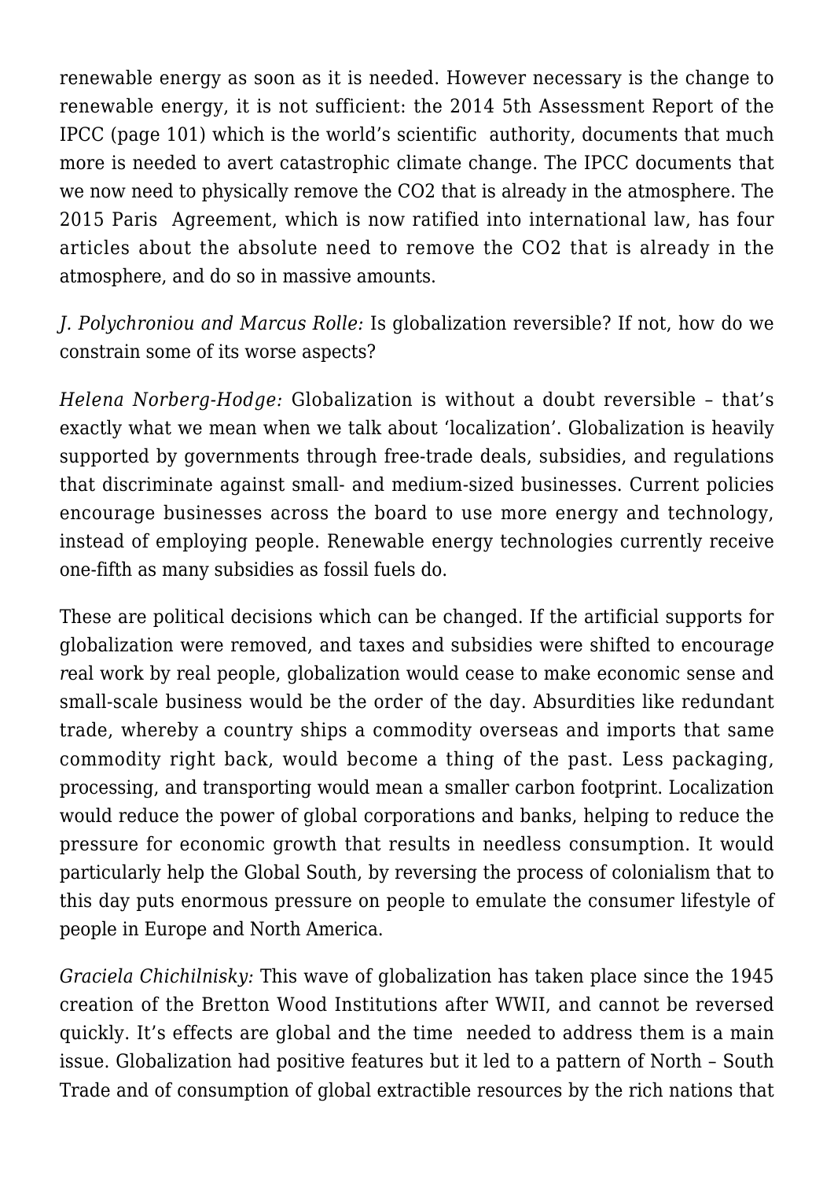renewable energy as soon as it is needed. However necessary is the change to renewable energy, it is not sufficient: the 2014 5th Assessment Report of the IPCC (page 101) which is the world's scientific authority, documents that much more is needed to avert catastrophic climate change. The IPCC documents that we now need to physically remove the $CO_2$ that is already in the atmosphere. The 2015 Paris Agreement, which is now ratified into international law, has four articles about the absolute need to remove the $CO_2$ that is already in the atmosphere, and do so in massive amounts.

*J. Polychroniou and Marcus Rolle:* Is globalization reversible? If not, how do we constrain some of its worse aspects?

*Helena Norberg-Hodge:* Globalization is without a doubt reversible – that's exactly what we mean when we talk about 'localization'. Globalization is heavily supported by governments through free-trade deals, subsidies, and regulations that discriminate against small- and medium-sized businesses. Current policies encourage businesses across the board to use more energy and technology, instead of employing people. Renewable energy technologies currently receive one-fifth as many subsidies as fossil fuels do.

These are political decisions which can be changed. If the artificial supports for globalization were removed, and taxes and subsidies were shifted to encourage real work by real people, globalization would cease to make economic sense and small-scale business would be the order of the day. Absurdities like redundant trade, whereby a country ships a commodity overseas and imports that same commodity right back, would become a thing of the past. Less packaging, processing, and transporting would mean a smaller carbon footprint. Localization would reduce the power of global corporations and banks, helping to reduce the pressure for economic growth that results in needless consumption. It would particularly help the Global South, by reversing the process of colonialism that to this day puts enormous pressure on people to emulate the consumer lifestyle of people in Europe and North America.

*Graciela Chichilnisky:* This wave of globalization has taken place since the 1945 creation of the Bretton Wood Institutions after WWII, and cannot be reversed quickly. It's effects are global and the time needed to address them is a main issue. Globalization had positive features but it led to a pattern of North – South Trade and of consumption of global extractible resources by the rich nations that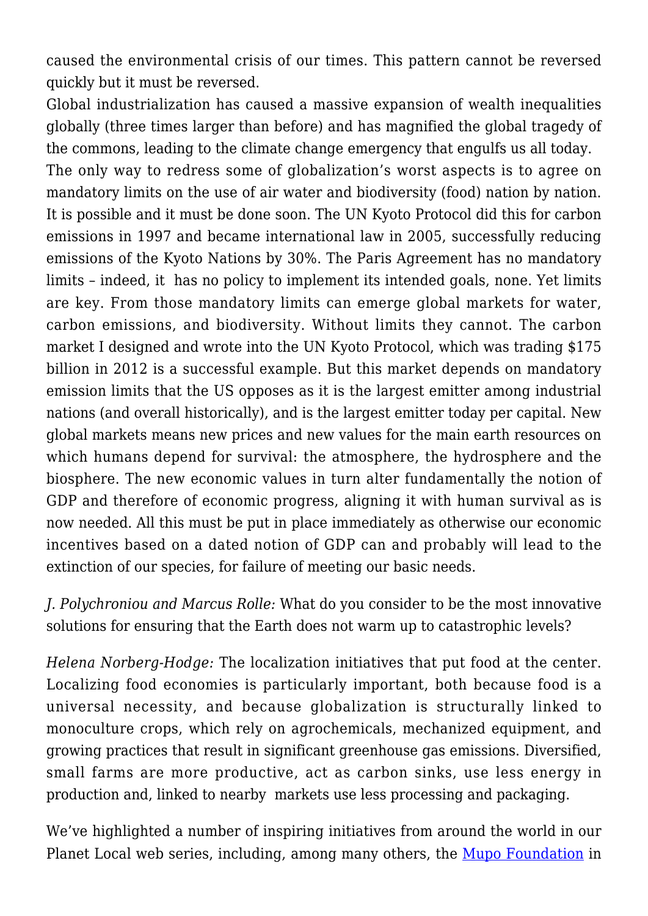caused the environmental crisis of our times. This pattern cannot be reversed quickly but it must be reversed.

Global industrialization has caused a massive expansion of wealth inequalities globally (three times larger than before) and has magnified the global tragedy of the commons, leading to the climate change emergency that engulfs us all today.

The only way to redress some of globalization's worst aspects is to agree on mandatory limits on the use of air water and biodiversity (food) nation by nation. It is possible and it must be done soon. The UN Kyoto Protocol did this for carbon emissions in 1997 and became international law in 2005, successfully reducing emissions of the Kyoto Nations by 30%. The Paris Agreement has no mandatory limits – indeed, it has no policy to implement its intended goals, none. Yet limits are key. From those mandatory limits can emerge global markets for water, carbon emissions, and biodiversity. Without limits they cannot. The carbon market I designed and wrote into the UN Kyoto Protocol, which was trading $175 billion in 2012 is a successful example. But this market depends on mandatory emission limits that the US opposes as it is the largest emitter among industrial nations (and overall historically), and is the largest emitter today per capital. New global markets means new prices and new values for the main earth resources on which humans depend for survival: the atmosphere, the hydrosphere and the biosphere. The new economic values in turn alter fundamentally the notion of GDP and therefore of economic progress, aligning it with human survival as is now needed. All this must be put in place immediately as otherwise our economic incentives based on a dated notion of GDP can and probably will lead to the extinction of our species, for failure of meeting our basic needs.

*J. Polychroniou and Marcus Rolle:* What do you consider to be the most innovative solutions for ensuring that the Earth does not warm up to catastrophic levels?

*Helena Norberg-Hodge:* The localization initiatives that put food at the center. Localizing food economies is particularly important, both because food is a universal necessity, and because globalization is structurally linked to monoculture crops, which rely on agrochemicals, mechanized equipment, and growing practices that result in significant greenhouse gas emissions. Diversified, small farms are more productive, act as carbon sinks, use less energy in production and, linked to nearby markets use less processing and packaging.

We've highlighted a number of inspiring initiatives from around the world in our Planet Local web series, including, among many others, the Mupo Foundation in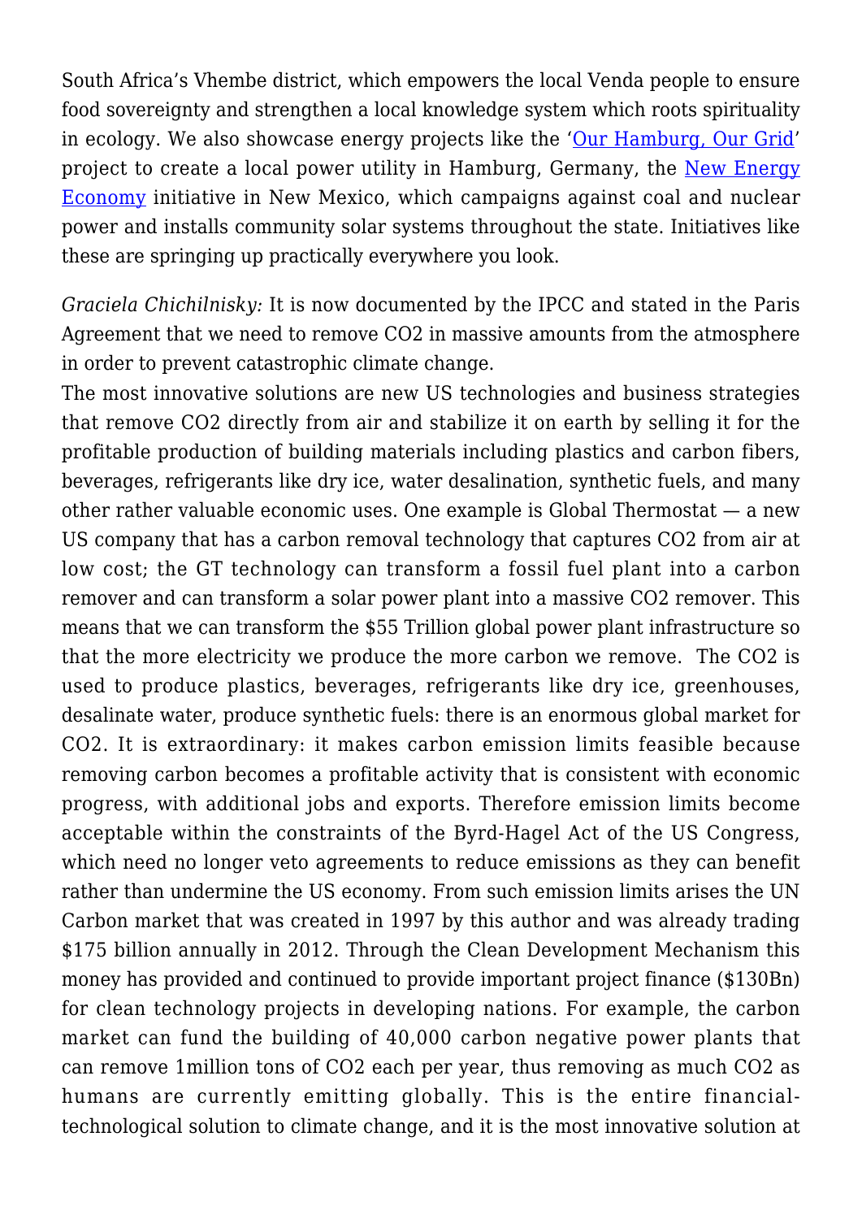South Africa's Vhembe district, which empowers the local Venda people to ensure food sovereignty and strengthen a local knowledge system which roots spirituality in ecology. We also showcase energy projects like the '[Our Hamburg, Our Grid]' project to create a local power utility in Hamburg, Germany, the [New Energy Economy] initiative in New Mexico, which campaigns against coal and nuclear power and installs community solar systems throughout the state. Initiatives like these are springing up practically everywhere you look.

*Graciela Chichilnisky:* It is now documented by the IPCC and stated in the Paris Agreement that we need to remove $CO_2$ in massive amounts from the atmosphere in order to prevent catastrophic climate change.

The most innovative solutions are new US technologies and business strategies that remove $CO_2$ directly from air and stabilize it on earth by selling it for the profitable production of building materials including plastics and carbon fibers, beverages, refrigerants like dry ice, water desalination, synthetic fuels, and many other rather valuable economic uses. One example is Global Thermostat — a new US company that has a carbon removal technology that captures $CO_2$ from air at low cost; the GT technology can transform a fossil fuel plant into a carbon remover and can transform a solar power plant into a massive $CO_2$ remover. This means that we can transform the $55 Trillion global power plant infrastructure so that the more electricity we produce the more carbon we remove. The $CO_2$ is used to produce plastics, beverages, refrigerants like dry ice, greenhouses, desalinate water, produce synthetic fuels: there is an enormous global market for $CO_2$. It is extraordinary: it makes carbon emission limits feasible because removing carbon becomes a profitable activity that is consistent with economic progress, with additional jobs and exports. Therefore emission limits become acceptable within the constraints of the Byrd-Hagel Act of the US Congress, which need no longer veto agreements to reduce emissions as they can benefit rather than undermine the US economy. From such emission limits arises the UN Carbon market that was created in 1997 by this author and was already trading $175 billion annually in 2012. Through the Clean Development Mechanism this money has provided and continued to provide important project finance ($130Bn) for clean technology projects in developing nations. For example, the carbon market can fund the building of 40,000 carbon negative power plants that can remove 1million tons of $CO_2$ each per year, thus removing as much $CO_2$ as humans are currently emitting globally. This is the entire financial-technological solution to climate change, and it is the most innovative solution at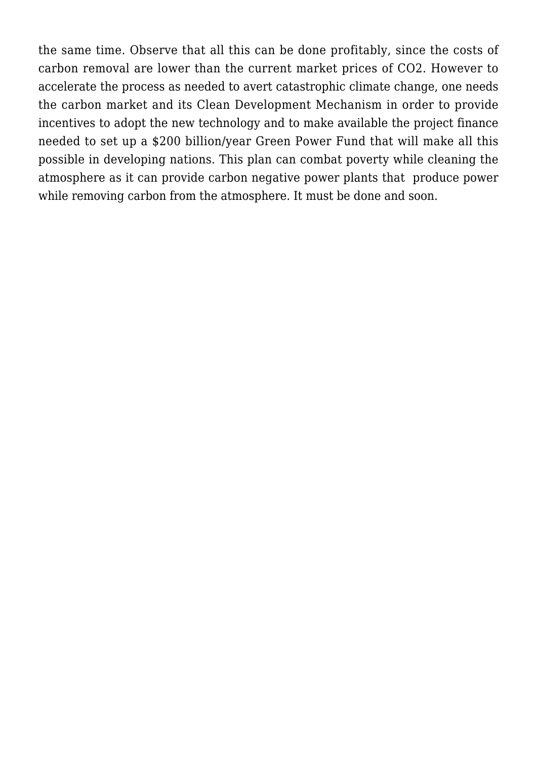the same time. Observe that all this can be done profitably, since the costs of carbon removal are lower than the current market prices of $CO_2$. However to accelerate the process as needed to avert catastrophic climate change, one needs the carbon market and its Clean Development Mechanism in order to provide incentives to adopt the new technology and to make available the project finance needed to set up a $200 billion/year Green Power Fund that will make all this possible in developing nations. This plan can combat poverty while cleaning the atmosphere as it can provide carbon negative power plants that produce power while removing carbon from the atmosphere. It must be done and soon.